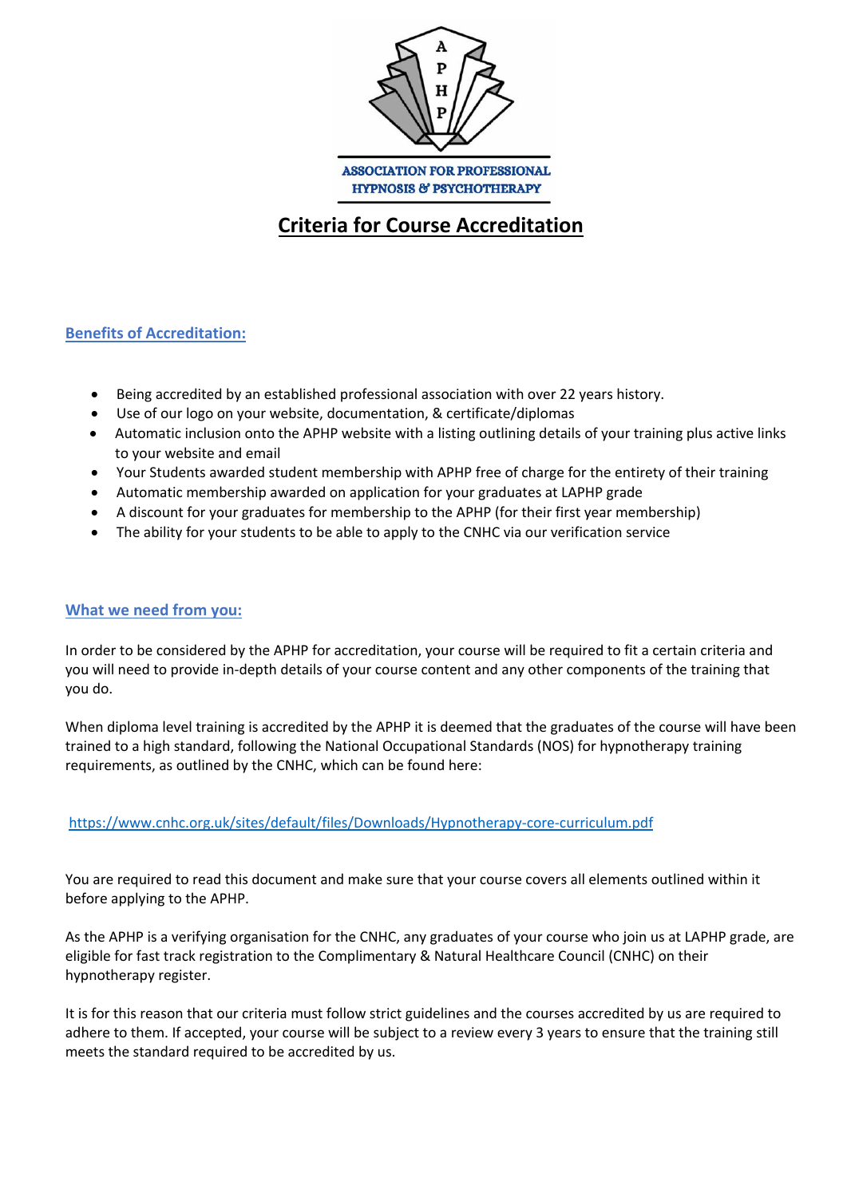ASSOCIATION FOR PROFESSIONAL HYPNOSIS & PSYCHOTHERAPY

# Criteria for Course Accreditation

## Benefits of Accreditation:

- Being accredited by an established professional association with over 22 years history.
- Use of our logo on your website, documentation, & certificate/diplomas
- Automatic inclusion onto the APHP website with a listing outlining details of your training plus active links to your website and email
- Your Students awarded student membership with APHP free of charge for the entirety of their training
- Automatic membership awarded on application for your graduates at LAPHP grade
- A discount for your graduates for membership to the APHP (for their first year membership)
- The ability for your students to be able to apply to the CNHC via our verification service

## What we need from you:

In order to be considered by the APHP for accreditation, your course will be required to fit a certain criteria and you will need to provide in-depth details of your course content and any other components of the training that you do.

When diploma level training is accredited by the APHP it is deemed that the graduates of the course will have been trained to a high standard, following the National Occupational Standards (NOS) for hypnotherapy training requirements, as outlined by the CNHC, which can be found here:

https://www.cnhc.org.uk/sites/default/files/Downloads/Hypnotherapy-core-curriculum.pdf

You are required to read this document and make sure that your course covers all elements outlined within it before applying to the APHP.

As the APHP is a verifying organisation for the CNHC, any graduates of your course who join us at LAPHP grade, are eligible for fast track registration to the Complimentary & Natural Healthcare Council (CNHC) on their hypnotherapy register.

It is for this reason that our criteria must follow strict guidelines and the courses accredited by us are required to adhere to them. If accepted, your course will be subject to a review every 3 years to ensure that the training still meets the standard required to be accredited by us.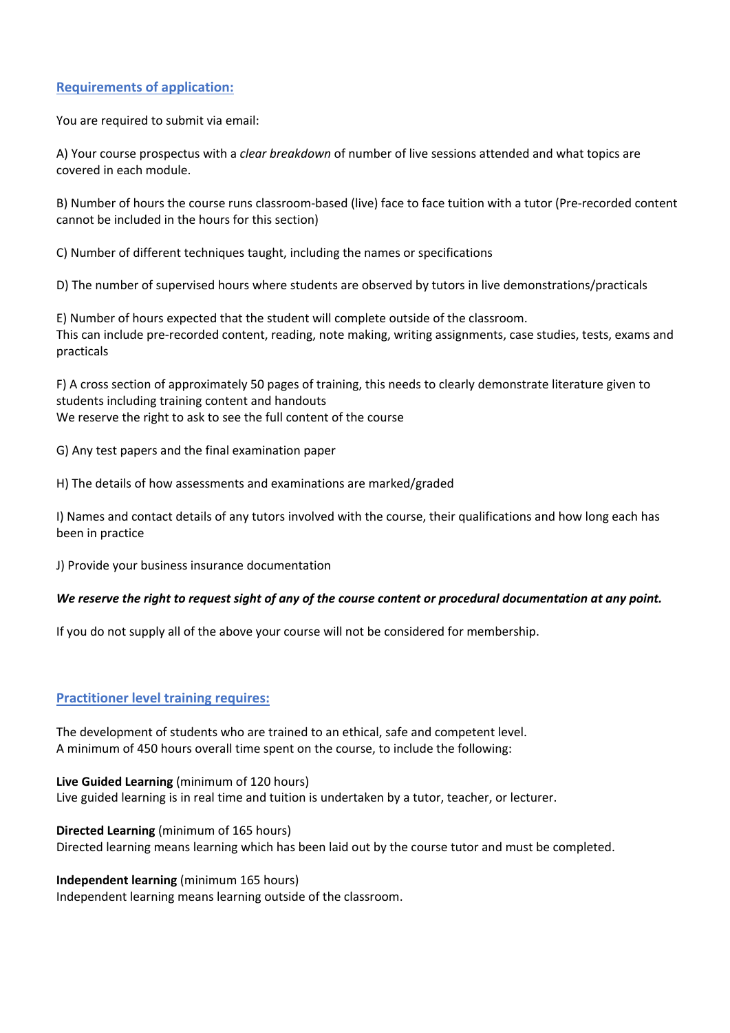## Requirements of application:

You are required to submit via email:

A) Your course prospectus with a *clear breakdown* of number of live sessions attended and what topics are covered in each module.

B) Number of hours the course runs classroom-based (live) face to face tuition with a tutor (Pre-recorded content cannot be included in the hours for this section)

C) Number of different techniques taught, including the names or specifications

D) The number of supervised hours where students are observed by tutors in live demonstrations/practicals

E) Number of hours expected that the student will complete outside of the classroom.
This can include pre-recorded content, reading, note making, writing assignments, case studies, tests, exams and practicals

F) A cross section of approximately 50 pages of training, this needs to clearly demonstrate literature given to students including training content and handouts
We reserve the right to ask to see the full content of the course

G) Any test papers and the final examination paper

H) The details of how assessments and examinations are marked/graded

I) Names and contact details of any tutors involved with the course, their qualifications and how long each has been in practice

J) Provide your business insurance documentation

***We reserve the right to request sight of any of the course content or procedural documentation at any point.***

If you do not supply all of the above your course will not be considered for membership.

## Practitioner level training requires:

The development of students who are trained to an ethical, safe and competent level.
A minimum of 450 hours overall time spent on the course, to include the following:

**Live Guided Learning** (minimum of 120 hours)
Live guided learning is in real time and tuition is undertaken by a tutor, teacher, or lecturer.

**Directed Learning** (minimum of 165 hours)
Directed learning means learning which has been laid out by the course tutor and must be completed.

**Independent learning** (minimum 165 hours)
Independent learning means learning outside of the classroom.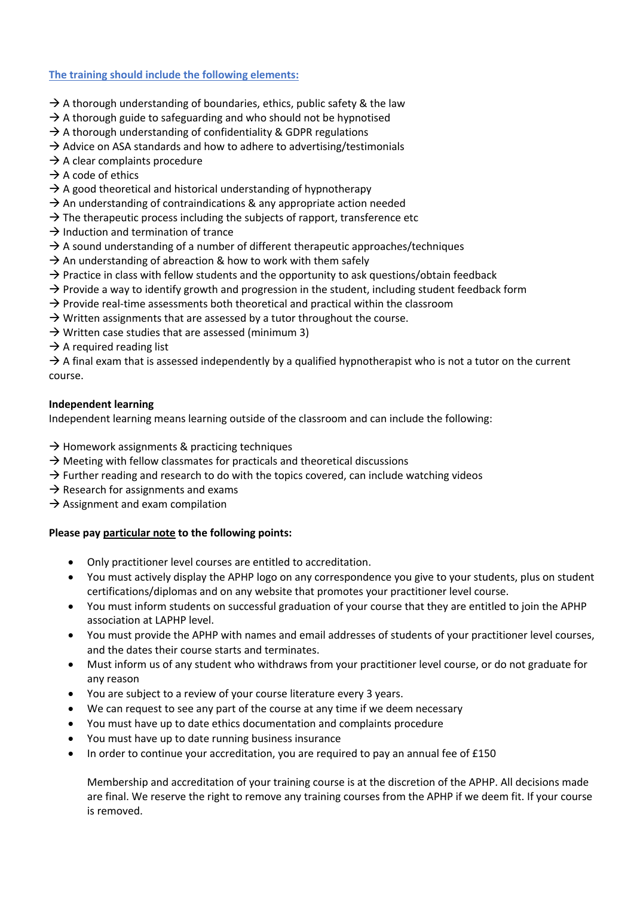**The training should include the following elements:**

→ A thorough understanding of boundaries, ethics, public safety & the law
→ A thorough guide to safeguarding and who should not be hypnotised
→ A thorough understanding of confidentiality & GDPR regulations
→ Advice on ASA standards and how to adhere to advertising/testimonials
→ A clear complaints procedure
→ A code of ethics
→ A good theoretical and historical understanding of hypnotherapy
→ An understanding of contraindications & any appropriate action needed
→ The therapeutic process including the subjects of rapport, transference etc
→ Induction and termination of trance
→ A sound understanding of a number of different therapeutic approaches/techniques
→ An understanding of abreaction & how to work with them safely
→ Practice in class with fellow students and the opportunity to ask questions/obtain feedback
→ Provide a way to identify growth and progression in the student, including student feedback form
→ Provide real-time assessments both theoretical and practical within the classroom
→ Written assignments that are assessed by a tutor throughout the course.
→ Written case studies that are assessed (minimum 3)
→ A required reading list
→ A final exam that is assessed independently by a qualified hypnotherapist who is not a tutor on the current course.

**Independent learning**

Independent learning means learning outside of the classroom and can include the following:

→ Homework assignments & practicing techniques
→ Meeting with fellow classmates for practicals and theoretical discussions
→ Further reading and research to do with the topics covered, can include watching videos
→ Research for assignments and exams
→ Assignment and exam compilation

**Please pay particular note to the following points:**

- Only practitioner level courses are entitled to accreditation.
- You must actively display the APHP logo on any correspondence you give to your students, plus on student certifications/diplomas and on any website that promotes your practitioner level course.
- You must inform students on successful graduation of your course that they are entitled to join the APHP association at LAPHP level.
- You must provide the APHP with names and email addresses of students of your practitioner level courses, and the dates their course starts and terminates.
- Must inform us of any student who withdraws from your practitioner level course, or do not graduate for any reason
- You are subject to a review of your course literature every 3 years.
- We can request to see any part of the course at any time if we deem necessary
- You must have up to date ethics documentation and complaints procedure
- You must have up to date running business insurance
- In order to continue your accreditation, you are required to pay an annual fee of £150

  Membership and accreditation of your training course is at the discretion of the APHP. All decisions made are final. We reserve the right to remove any training courses from the APHP if we deem fit. If your course is removed.